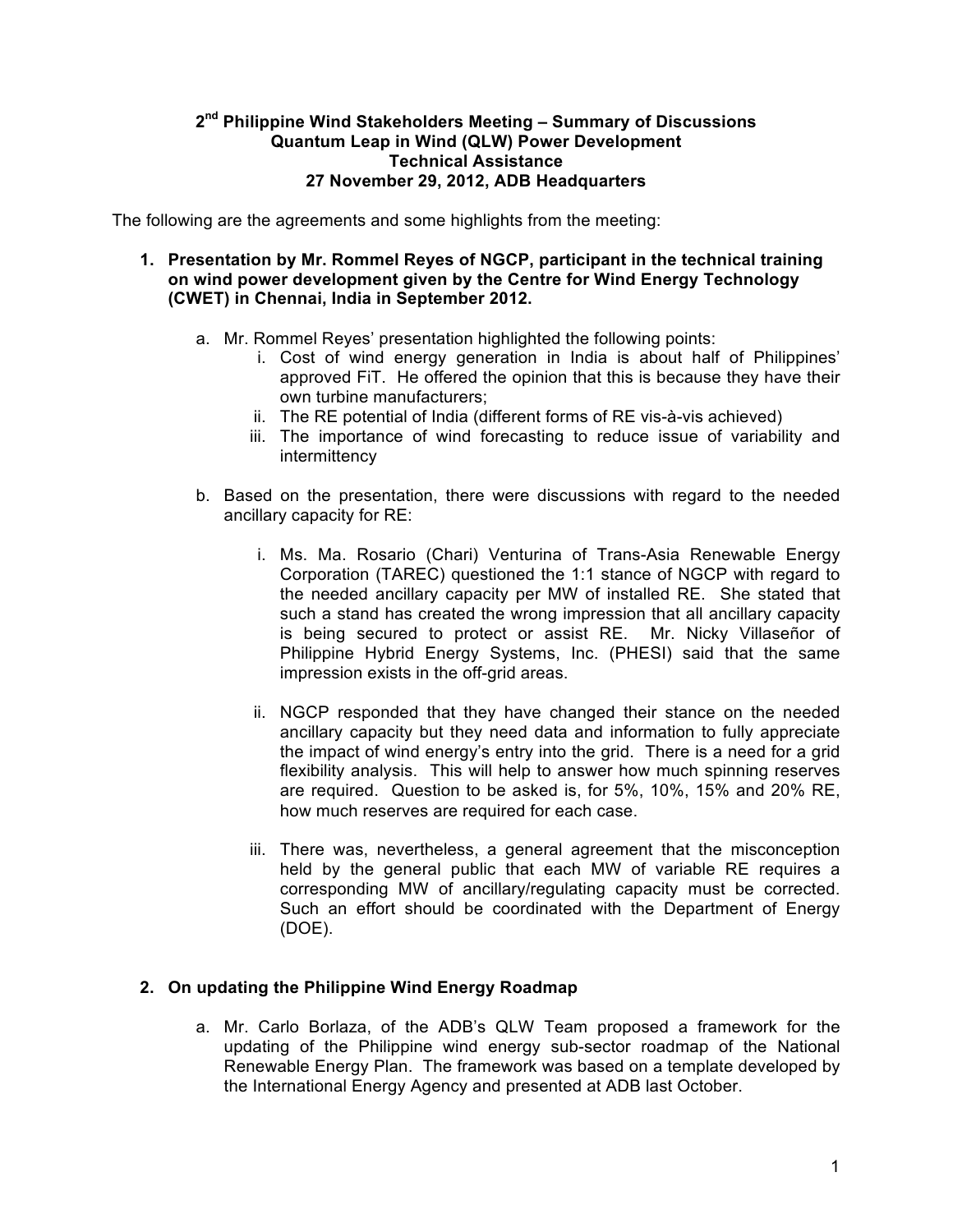# 2[nd] Philippine Wind Stakeholders Meeting – Summary of Discussions
## Quantum Leap in Wind (QLW) Power Development
## Technical Assistance
## 27 November 29, 2012, ADB Headquarters

The following are the agreements and some highlights from the meeting:

1. **Presentation by Mr. Rommel Reyes of NGCP, participant in the technical training on wind power development given by the Centre for Wind Energy Technology (CWET) in Chennai, India in September 2012.**

   a. Mr. Rommel Reyes' presentation highlighted the following points:

      i. Cost of wind energy generation in India is about half of Philippines' approved FiT. He offered the opinion that this is because they have their own turbine manufacturers;

      ii. The RE potential of India (different forms of RE vis-à-vis achieved)

      iii. The importance of wind forecasting to reduce issue of variability and intermittency

   b. Based on the presentation, there were discussions with regard to the needed ancillary capacity for RE:

      i. Ms. Ma. Rosario (Chari) Venturina of Trans-Asia Renewable Energy Corporation (TAREC) questioned the 1:1 stance of NGCP with regard to the needed ancillary capacity per MW of installed RE. She stated that such a stand has created the wrong impression that all ancillary capacity is being secured to protect or assist RE. Mr. Nicky Villaseñor of Philippine Hybrid Energy Systems, Inc. (PHESI) said that the same impression exists in the off-grid areas.

      ii. NGCP responded that they have changed their stance on the needed ancillary capacity but they need data and information to fully appreciate the impact of wind energy's entry into the grid. There is a need for a grid flexibility analysis. This will help to answer how much spinning reserves are required. Question to be asked is, for 5%, 10%, 15% and 20% RE, how much reserves are required for each case.

      iii. There was, nevertheless, a general agreement that the misconception held by the general public that each MW of variable RE requires a corresponding MW of ancillary/regulating capacity must be corrected. Such an effort should be coordinated with the Department of Energy (DOE).

2. **On updating the Philippine Wind Energy Roadmap**

   a. Mr. Carlo Borlaza, of the ADB's QLW Team proposed a framework for the updating of the Philippine wind energy sub-sector roadmap of the National Renewable Energy Plan. The framework was based on a template developed by the International Energy Agency and presented at ADB last October.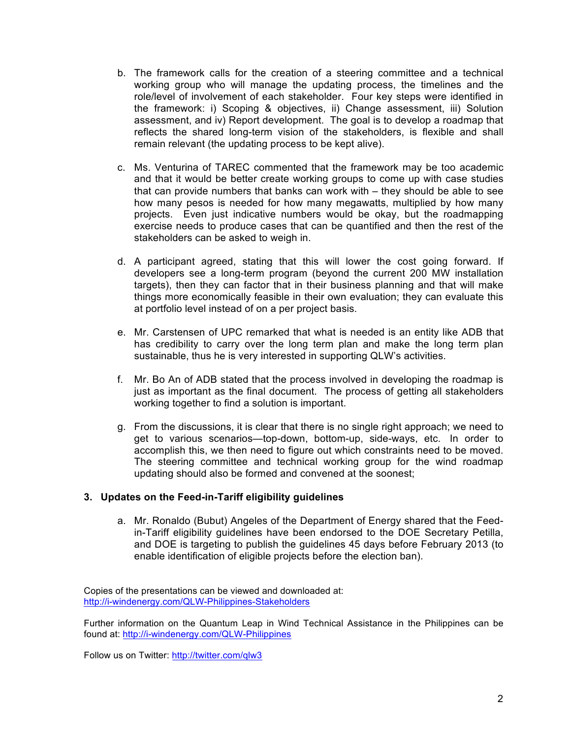b. The framework calls for the creation of a steering committee and a technical working group who will manage the updating process, the timelines and the role/level of involvement of each stakeholder. Four key steps were identified in the framework: i) Scoping & objectives, ii) Change assessment, iii) Solution assessment, and iv) Report development. The goal is to develop a roadmap that reflects the shared long-term vision of the stakeholders, is flexible and shall remain relevant (the updating process to be kept alive).

c. Ms. Venturina of TAREC commented that the framework may be too academic and that it would be better create working groups to come up with case studies that can provide numbers that banks can work with – they should be able to see how many pesos is needed for how many megawatts, multiplied by how many projects. Even just indicative numbers would be okay, but the roadmapping exercise needs to produce cases that can be quantified and then the rest of the stakeholders can be asked to weigh in.

d. A participant agreed, stating that this will lower the cost going forward. If developers see a long-term program (beyond the current 200 MW installation targets), then they can factor that in their business planning and that will make things more economically feasible in their own evaluation; they can evaluate this at portfolio level instead of on a per project basis.

e. Mr. Carstensen of UPC remarked that what is needed is an entity like ADB that has credibility to carry over the long term plan and make the long term plan sustainable, thus he is very interested in supporting QLW's activities.

f. Mr. Bo An of ADB stated that the process involved in developing the roadmap is just as important as the final document. The process of getting all stakeholders working together to find a solution is important.

g. From the discussions, it is clear that there is no single right approach; we need to get to various scenarios—top-down, bottom-up, side-ways, etc. In order to accomplish this, we then need to figure out which constraints need to be moved. The steering committee and technical working group for the wind roadmap updating should also be formed and convened at the soonest;

### 3. Updates on the Feed-in-Tariff eligibility guidelines

a. Mr. Ronaldo (Bubut) Angeles of the Department of Energy shared that the Feed-in-Tariff eligibility guidelines have been endorsed to the DOE Secretary Petilla, and DOE is targeting to publish the guidelines 45 days before February 2013 (to enable identification of eligible projects before the election ban).

Copies of the presentations can be viewed and downloaded at:
http://i-windenergy.com/QLW-Philippines-Stakeholders

Further information on the Quantum Leap in Wind Technical Assistance in the Philippines can be found at: http://i-windenergy.com/QLW-Philippines

Follow us on Twitter: http://twitter.com/qlw3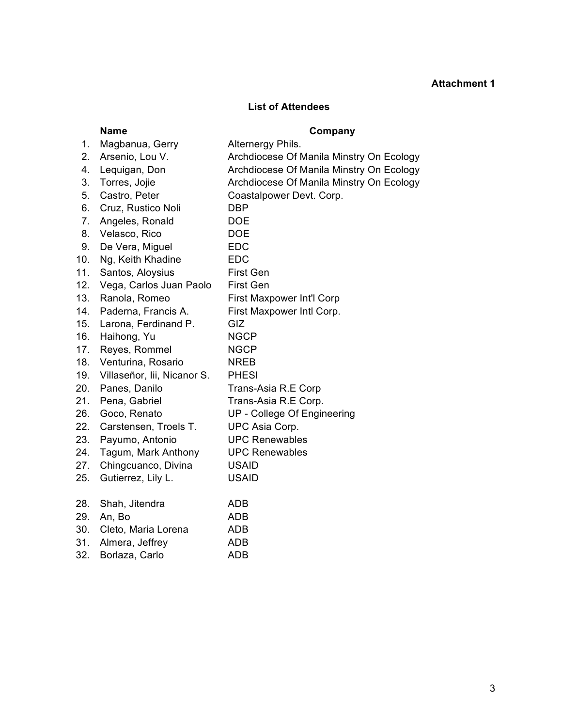**Attachment 1**

## List of Attendees

| | Name | Company |
|---|---|---|
| 1. | Magbanua, Gerry | Alternergy Phils. |
| 2. | Arsenio, Lou V. | Archdiocese Of Manila Minstry On Ecology |
| 4. | Lequigan, Don | Archdiocese Of Manila Minstry On Ecology |
| 3. | Torres, Jojie | Archdiocese Of Manila Minstry On Ecology |
| 5. | Castro, Peter | Coastalpower Devt. Corp. |
| 6. | Cruz, Rustico Noli | DBP |
| 7. | Angeles, Ronald | DOE |
| 8. | Velasco, Rico | DOE |
| 9. | De Vera, Miguel | EDC |
| 10. | Ng, Keith Khadine | EDC |
| 11. | Santos, Aloysius | First Gen |
| 12. | Vega, Carlos Juan Paolo | First Gen |
| 13. | Ranola, Romeo | First Maxpower Int'l Corp |
| 14. | Paderna, Francis A. | First Maxpower Intl Corp. |
| 15. | Larona, Ferdinand P. | GIZ |
| 16. | Haihong, Yu | NGCP |
| 17. | Reyes, Rommel | NGCP |
| 18. | Venturina, Rosario | NREB |
| 19. | Villaseñor, Iii, Nicanor S. | PHESI |
| 20. | Panes, Danilo | Trans-Asia R.E Corp |
| 21. | Pena, Gabriel | Trans-Asia R.E Corp. |
| 26. | Goco, Renato | UP - College Of Engineering |
| 22. | Carstensen, Troels T. | UPC Asia Corp. |
| 23. | Payumo, Antonio | UPC Renewables |
| 24. | Tagum, Mark Anthony | UPC Renewables |
| 27. | Chingcuanco, Divina | USAID |
| 25. | Gutierrez, Lily L. | USAID |
| | | |
| 28. | Shah, Jitendra | ADB |
| 29. | An, Bo | ADB |
| 30. | Cleto, Maria Lorena | ADB |
| 31. | Almera, Jeffrey | ADB |
| 32. | Borlaza, Carlo | ADB |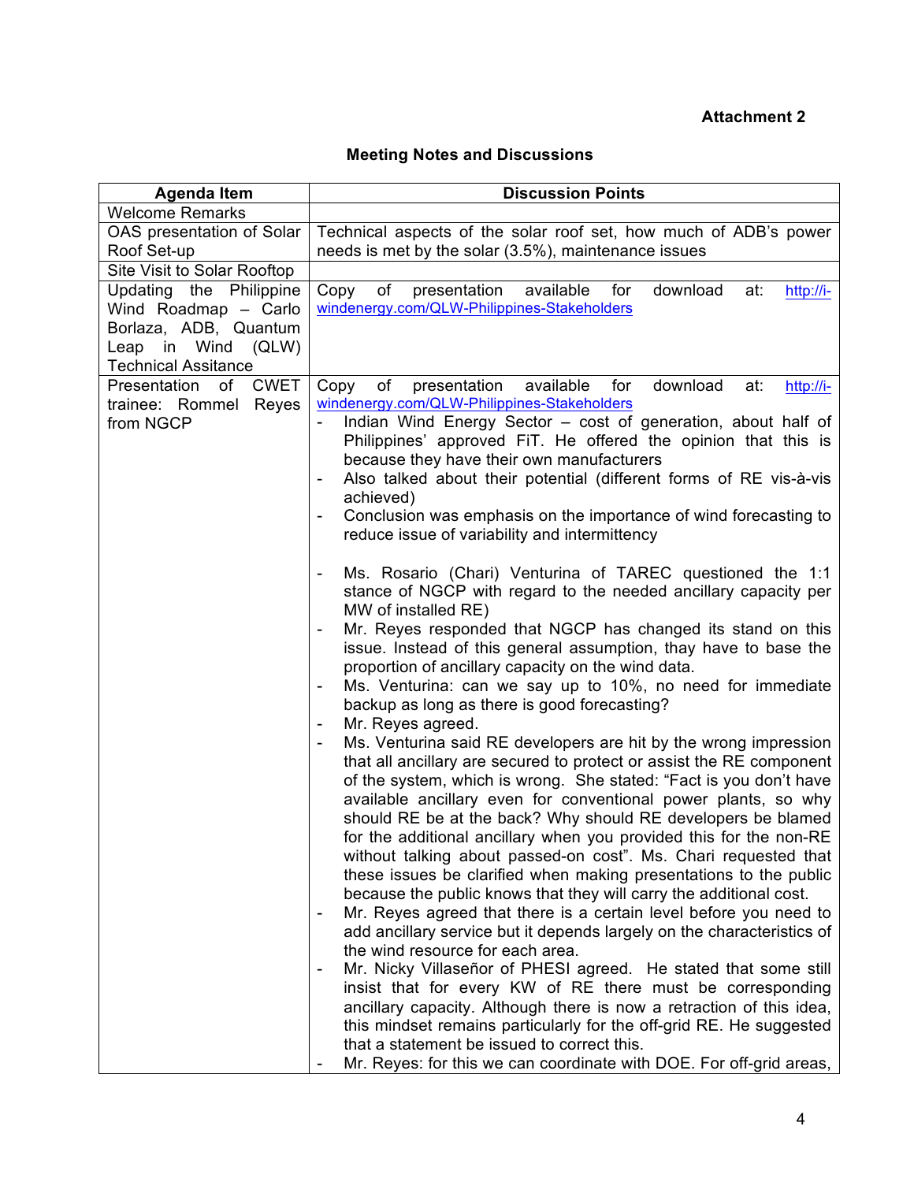**Attachment 2**

## Meeting Notes and Discussions

| Agenda Item | Discussion Points |
|---|---|
| Welcome Remarks | |
| OAS presentation of Solar Roof Set-up | Technical aspects of the solar roof set, how much of ADB's power needs is met by the solar (3.5%), maintenance issues |
| Site Visit to Solar Rooftop | |
| Updating the Philippine Wind Roadmap – Carlo Borlaza, ADB, Quantum Leap in Wind (QLW) Technical Assitance | Copy of presentation available for download at: http://i-windenergy.com/QLW-Philippines-Stakeholders |
| Presentation of CWET trainee: Rommel Reyes from NGCP | Copy of presentation available for download at: http://i-windenergy.com/QLW-Philippines-Stakeholders<br>- Indian Wind Energy Sector – cost of generation, about half of Philippines' approved FiT. He offered the opinion that this is because they have their own manufacturers<br>- Also talked about their potential (different forms of RE vis-à-vis achieved)<br>- Conclusion was emphasis on the importance of wind forecasting to reduce issue of variability and intermittency<br><br>- Ms. Rosario (Chari) Venturina of TAREC questioned the 1:1 stance of NGCP with regard to the needed ancillary capacity per MW of installed RE)<br>- Mr. Reyes responded that NGCP has changed its stand on this issue. Instead of this general assumption, thay have to base the proportion of ancillary capacity on the wind data.<br>- Ms. Venturina: can we say up to 10%, no need for immediate backup as long as there is good forecasting?<br>- Mr. Reyes agreed.<br>- Ms. Venturina said RE developers are hit by the wrong impression that all ancillary are secured to protect or assist the RE component of the system, which is wrong. She stated: "Fact is you don't have available ancillary even for conventional power plants, so why should RE be at the back? Why should RE developers be blamed for the additional ancillary when you provided this for the non-RE without talking about passed-on cost". Ms. Chari requested that these issues be clarified when making presentations to the public because the public knows that they will carry the additional cost.<br>- Mr. Reyes agreed that there is a certain level before you need to add ancillary service but it depends largely on the characteristics of the wind resource for each area.<br>- Mr. Nicky Villaseñor of PHESI agreed. He stated that some still insist that for every KW of RE there must be corresponding ancillary capacity. Although there is now a retraction of this idea, this mindset remains particularly for the off-grid RE. He suggested that a statement be issued to correct this.<br>- Mr. Reyes: for this we can coordinate with DOE. For off-grid areas, |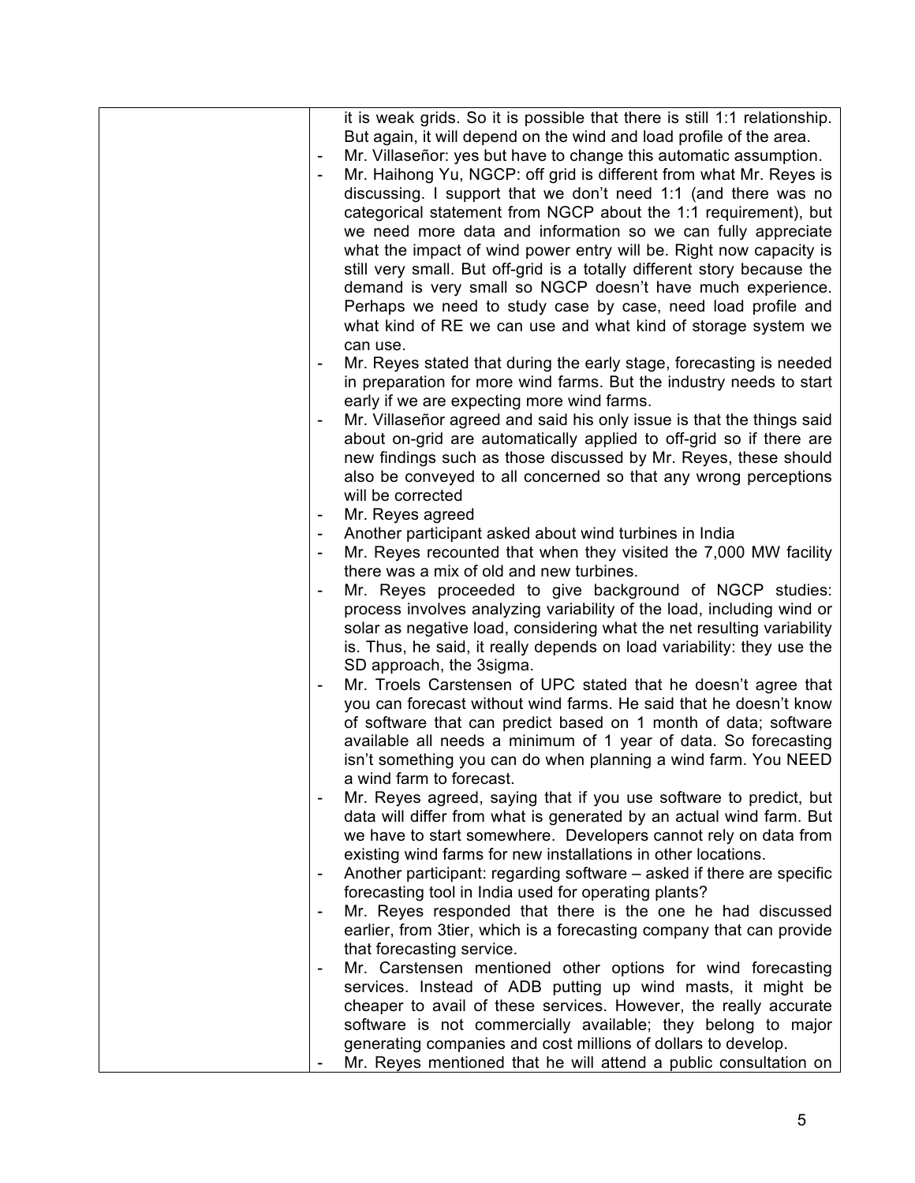| | it is weak grids. So it is possible that there is still 1:1 relationship. But again, it will depend on the wind and load profile of the area.<br>- Mr. Villaseñor: yes but have to change this automatic assumption.<br>- Mr. Haihong Yu, NGCP: off grid is different from what Mr. Reyes is discussing. I support that we don't need 1:1 (and there was no categorical statement from NGCP about the 1:1 requirement), but we need more data and information so we can fully appreciate what the impact of wind power entry will be. Right now capacity is still very small. But off-grid is a totally different story because the demand is very small so NGCP doesn't have much experience. Perhaps we need to study case by case, need load profile and what kind of RE we can use and what kind of storage system we can use.<br>- Mr. Reyes stated that during the early stage, forecasting is needed in preparation for more wind farms. But the industry needs to start early if we are expecting more wind farms.<br>- Mr. Villaseñor agreed and said his only issue is that the things said about on-grid are automatically applied to off-grid so if there are new findings such as those discussed by Mr. Reyes, these should also be conveyed to all concerned so that any wrong perceptions will be corrected<br>- Mr. Reyes agreed<br>- Another participant asked about wind turbines in India<br>- Mr. Reyes recounted that when they visited the 7,000 MW facility there was a mix of old and new turbines.<br>- Mr. Reyes proceeded to give background of NGCP studies: process involves analyzing variability of the load, including wind or solar as negative load, considering what the net resulting variability is. Thus, he said, it really depends on load variability: they use the SD approach, the 3sigma.<br>- Mr. Troels Carstensen of UPC stated that he doesn't agree that you can forecast without wind farms. He said that he doesn't know of software that can predict based on 1 month of data; software available all needs a minimum of 1 year of data. So forecasting isn't something you can do when planning a wind farm. You NEED a wind farm to forecast.<br>- Mr. Reyes agreed, saying that if you use software to predict, but data will differ from what is generated by an actual wind farm. But we have to start somewhere. Developers cannot rely on data from existing wind farms for new installations in other locations.<br>- Another participant: regarding software – asked if there are specific forecasting tool in India used for operating plants?<br>- Mr. Reyes responded that there is the one he had discussed earlier, from 3tier, which is a forecasting company that can provide that forecasting service.<br>- Mr. Carstensen mentioned other options for wind forecasting services. Instead of ADB putting up wind masts, it might be cheaper to avail of these services. However, the really accurate software is not commercially available; they belong to major generating companies and cost millions of dollars to develop.<br>- Mr. Reyes mentioned that he will attend a public consultation on |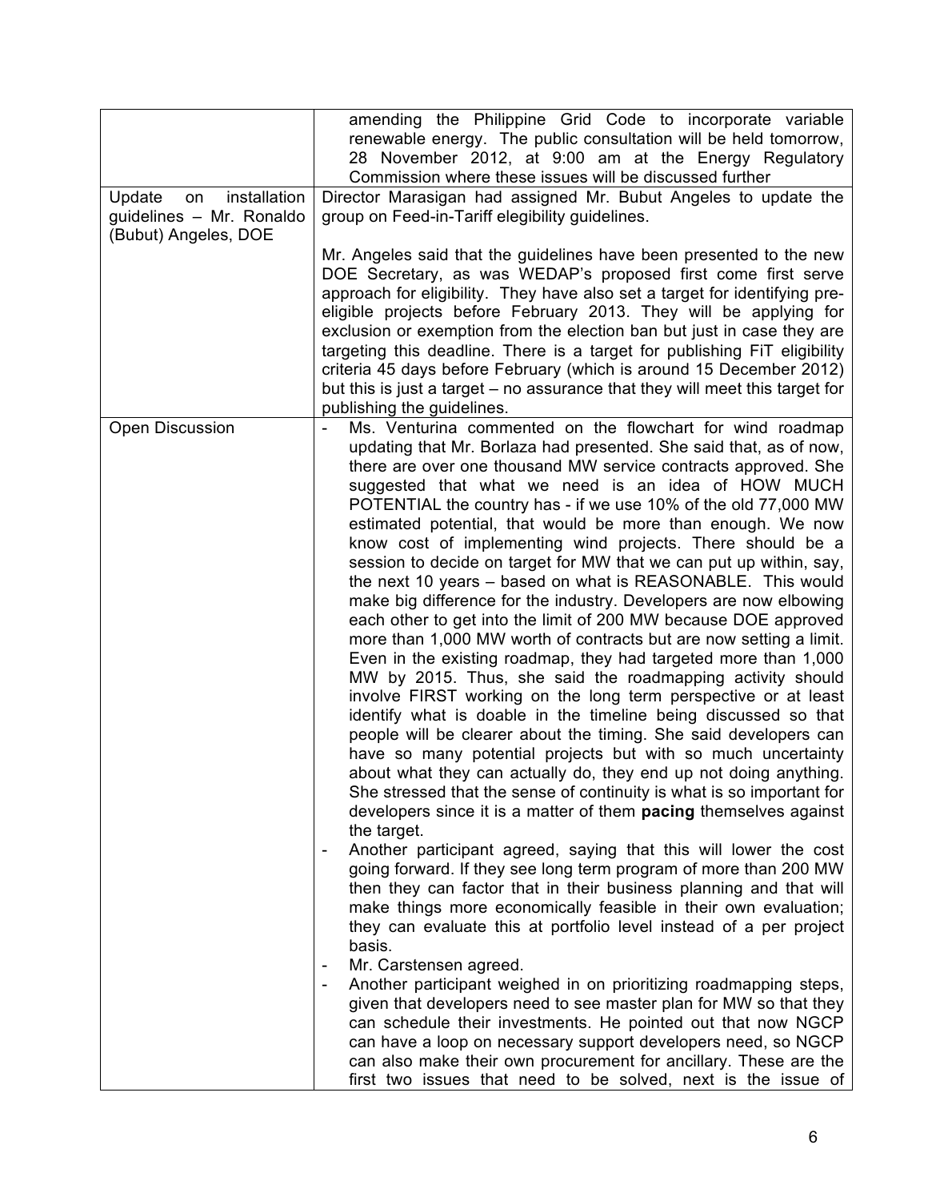| | |
|---|---|
| | amending the Philippine Grid Code to incorporate variable renewable energy. The public consultation will be held tomorrow, 28 November 2012, at 9:00 am at the Energy Regulatory Commission where these issues will be discussed further |
| Update on installation guidelines – Mr. Ronaldo (Bubut) Angeles, DOE | Director Marasigan had assigned Mr. Bubut Angeles to update the group on Feed-in-Tariff elegibility guidelines.<br><br>Mr. Angeles said that the guidelines have been presented to the new DOE Secretary, as was WEDAP's proposed first come first serve approach for eligibility. They have also set a target for identifying pre-eligible projects before February 2013. They will be applying for exclusion or exemption from the election ban but just in case they are targeting this deadline. There is a target for publishing FiT eligibility criteria 45 days before February (which is around 15 December 2012) but this is just a target – no assurance that they will meet this target for publishing the guidelines. |
| Open Discussion | - Ms. Venturina commented on the flowchart for wind roadmap updating that Mr. Borlaza had presented. She said that, as of now, there are over one thousand MW service contracts approved. She suggested that what we need is an idea of HOW MUCH POTENTIAL the country has - if we use 10% of the old 77,000 MW estimated potential, that would be more than enough. We now know cost of implementing wind projects. There should be a session to decide on target for MW that we can put up within, say, the next 10 years – based on what is REASONABLE. This would make big difference for the industry. Developers are now elbowing each other to get into the limit of 200 MW because DOE approved more than 1,000 MW worth of contracts but are now setting a limit. Even in the existing roadmap, they had targeted more than 1,000 MW by 2015. Thus, she said the roadmapping activity should involve FIRST working on the long term perspective or at least identify what is doable in the timeline being discussed so that people will be clearer about the timing. She said developers can have so many potential projects but with so much uncertainty about what they can actually do, they end up not doing anything. She stressed that the sense of continuity is what is so important for developers since it is a matter of them **pacing** themselves against the target.<br>- Another participant agreed, saying that this will lower the cost going forward. If they see long term program of more than 200 MW then they can factor that in their business planning and that will make things more economically feasible in their own evaluation; they can evaluate this at portfolio level instead of a per project basis.<br>- Mr. Carstensen agreed.<br>- Another participant weighed in on prioritizing roadmapping steps, given that developers need to see master plan for MW so that they can schedule their investments. He pointed out that now NGCP can have a loop on necessary support developers need, so NGCP can also make their own procurement for ancillary. These are the first two issues that need to be solved, next is the issue of |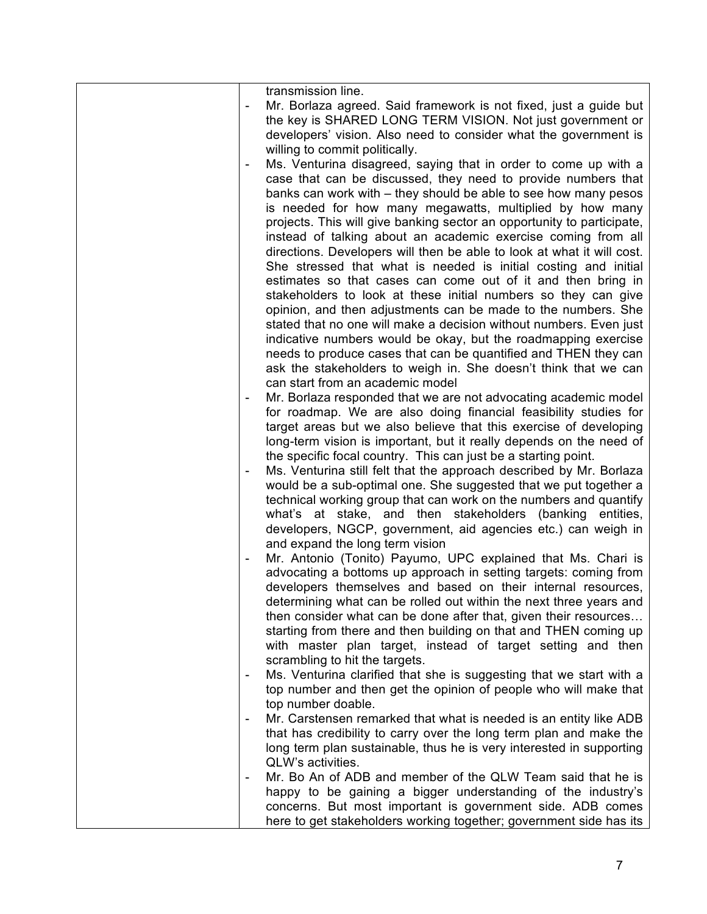| | |
|---|---|
| | transmission line.<br>- Mr. Borlaza agreed. Said framework is not fixed, just a guide but the key is SHARED LONG TERM VISION. Not just government or developers' vision. Also need to consider what the government is willing to commit politically.<br>- Ms. Venturina disagreed, saying that in order to come up with a case that can be discussed, they need to provide numbers that banks can work with – they should be able to see how many pesos is needed for how many megawatts, multiplied by how many projects. This will give banking sector an opportunity to participate, instead of talking about an academic exercise coming from all directions. Developers will then be able to look at what it will cost. She stressed that what is needed is initial costing and initial estimates so that cases can come out of it and then bring in stakeholders to look at these initial numbers so they can give opinion, and then adjustments can be made to the numbers. She stated that no one will make a decision without numbers. Even just indicative numbers would be okay, but the roadmapping exercise needs to produce cases that can be quantified and THEN they can ask the stakeholders to weigh in. She doesn't think that we can can start from an academic model<br>- Mr. Borlaza responded that we are not advocating academic model for roadmap. We are also doing financial feasibility studies for target areas but we also believe that this exercise of developing long-term vision is important, but it really depends on the need of the specific focal country. This can just be a starting point.<br>- Ms. Venturina still felt that the approach described by Mr. Borlaza would be a sub-optimal one. She suggested that we put together a technical working group that can work on the numbers and quantify what's at stake, and then stakeholders (banking entities, developers, NGCP, government, aid agencies etc.) can weigh in and expand the long term vision<br>- Mr. Antonio (Tonito) Payumo, UPC explained that Ms. Chari is advocating a bottoms up approach in setting targets: coming from developers themselves and based on their internal resources, determining what can be rolled out within the next three years and then consider what can be done after that, given their resources… starting from there and then building on that and THEN coming up with master plan target, instead of target setting and then scrambling to hit the targets.<br>- Ms. Venturina clarified that she is suggesting that we start with a top number and then get the opinion of people who will make that top number doable.<br>- Mr. Carstensen remarked that what is needed is an entity like ADB that has credibility to carry over the long term plan and make the long term plan sustainable, thus he is very interested in supporting QLW's activities.<br>- Mr. Bo An of ADB and member of the QLW Team said that he is happy to be gaining a bigger understanding of the industry's concerns. But most important is government side. ADB comes here to get stakeholders working together; government side has its |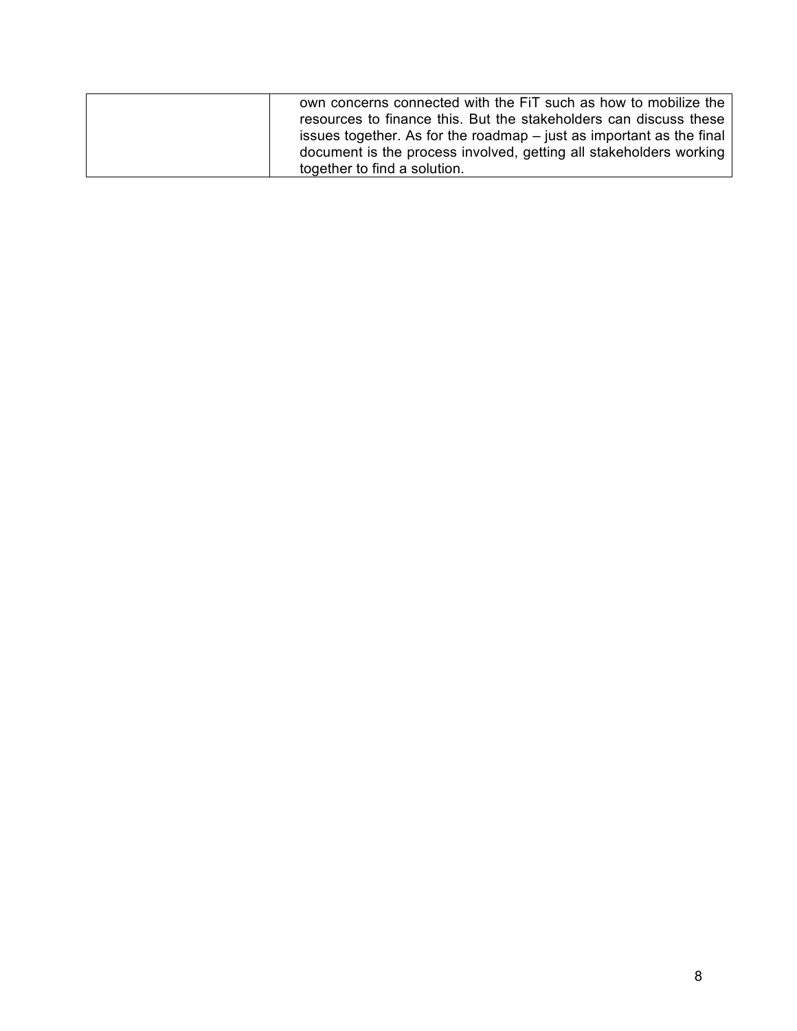| | |
|---|---|
| | own concerns connected with the FiT such as how to mobilize the resources to finance this. But the stakeholders can discuss these issues together. As for the roadmap – just as important as the final document is the process involved, getting all stakeholders working together to find a solution. |